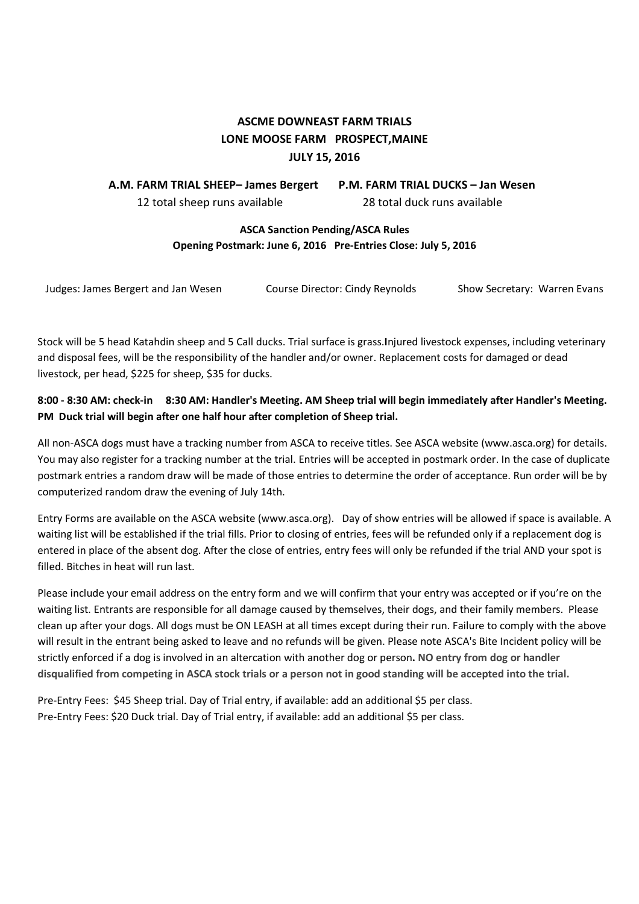# ASCME DOWNEAST FARM TRIALS
## LONE MOOSE FARM PROSPECT,MAINE
## JULY 15, 2016

**A.M. FARM TRIAL SHEEP– James Bergert** — 12 total sheep runs available

**P.M. FARM TRIAL DUCKS – Jan Wesen** — 28 total duck runs available

**ASCA Sanction Pending/ASCA Rules**
**Opening Postmark: June 6, 2016 Pre-Entries Close: July 5, 2016**

Judges: James Bergert and Jan Wesen    Course Director: Cindy Reynolds    Show Secretary: Warren Evans

Stock will be 5 head Katahdin sheep and 5 Call ducks. Trial surface is grass.**I**njured livestock expenses, including veterinary and disposal fees, will be the responsibility of the handler and/or owner. Replacement costs for damaged or dead livestock, per head, $225 for sheep, $35 for ducks.

**8:00 - 8:30 AM: check-in 8:30 AM: Handler's Meeting. AM Sheep trial will begin immediately after Handler's Meeting. PM Duck trial will begin after one half hour after completion of Sheep trial.**

All non-ASCA dogs must have a tracking number from ASCA to receive titles. See ASCA website (www.asca.org) for details. You may also register for a tracking number at the trial. Entries will be accepted in postmark order. In the case of duplicate postmark entries a random draw will be made of those entries to determine the order of acceptance. Run order will be by computerized random draw the evening of July 14th.

Entry Forms are available on the ASCA website (www.asca.org). Day of show entries will be allowed if space is available. A waiting list will be established if the trial fills. Prior to closing of entries, fees will be refunded only if a replacement dog is entered in place of the absent dog. After the close of entries, entry fees will only be refunded if the trial AND your spot is filled. Bitches in heat will run last.

Please include your email address on the entry form and we will confirm that your entry was accepted or if you're on the waiting list. Entrants are responsible for all damage caused by themselves, their dogs, and their family members. Please clean up after your dogs. All dogs must be ON LEASH at all times except during their run. Failure to comply with the above will result in the entrant being asked to leave and no refunds will be given. Please note ASCA's Bite Incident policy will be strictly enforced if a dog is involved in an altercation with another dog or person**. NO entry from dog or handler disqualified from competing in ASCA stock trials or a person not in good standing will be accepted into the trial.**

Pre-Entry Fees: $45 Sheep trial. Day of Trial entry, if available: add an additional $5 per class.
Pre-Entry Fees: $20 Duck trial. Day of Trial entry, if available: add an additional $5 per class.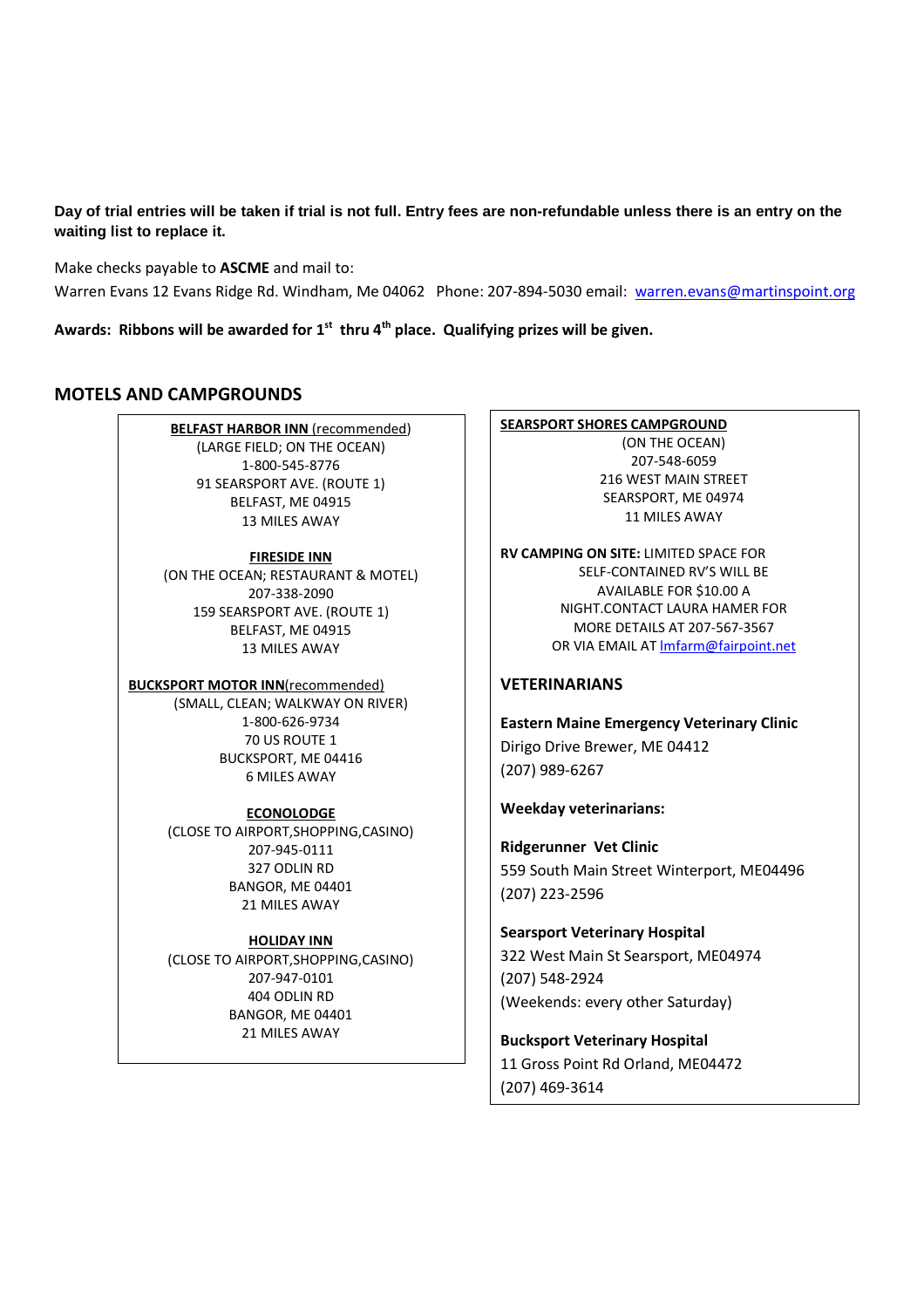**Day of trial entries will be taken if trial is not full. Entry fees are non-refundable unless there is an entry on the waiting list to replace it.**

Make checks payable to **ASCME** and mail to:
Warren Evans 12 Evans Ridge Rd. Windham, Me 04062 Phone: 207-894-5030 email: warren.evans@martinspoint.org

**Awards: Ribbons will be awarded for 1st thru 4th place. Qualifying prizes will be given.**

## MOTELS AND CAMPGROUNDS

**BELFAST HARBOR INN** (recommended)
(LARGE FIELD; ON THE OCEAN)
1-800-545-8776
91 SEARSPORT AVE. (ROUTE 1)
BELFAST, ME 04915
13 MILES AWAY

**FIRESIDE INN**
(ON THE OCEAN; RESTAURANT & MOTEL)
207-338-2090
159 SEARSPORT AVE. (ROUTE 1)
BELFAST, ME 04915
13 MILES AWAY

**BUCKSPORT MOTOR INN**(recommended)
(SMALL, CLEAN; WALKWAY ON RIVER)
1-800-626-9734
70 US ROUTE 1
BUCKSPORT, ME 04416
6 MILES AWAY

**ECONOLODGE**
(CLOSE TO AIRPORT,SHOPPING,CASINO)
207-945-0111
327 ODLIN RD
BANGOR, ME 04401
21 MILES AWAY

**HOLIDAY INN**
(CLOSE TO AIRPORT,SHOPPING,CASINO)
207-947-0101
404 ODLIN RD
BANGOR, ME 04401
21 MILES AWAY

**SEARSPORT SHORES CAMPGROUND**
(ON THE OCEAN)
207-548-6059
216 WEST MAIN STREET
SEARSPORT, ME 04974
11 MILES AWAY

**RV CAMPING ON SITE:** LIMITED SPACE FOR SELF-CONTAINED RV'S WILL BE AVAILABLE FOR $10.00 A NIGHT.CONTACT LAURA HAMER FOR MORE DETAILS AT 207-567-3567 OR VIA EMAIL AT lmfarm@fairpoint.net

## VETERINARIANS

**Eastern Maine Emergency Veterinary Clinic**
Dirigo Drive Brewer, ME 04412
(207) 989-6267

**Weekday veterinarians:**

**Ridgerunner Vet Clinic**
559 South Main Street Winterport, ME04496
(207) 223-2596

**Searsport Veterinary Hospital**
322 West Main St Searsport, ME04974
(207) 548-2924
(Weekends: every other Saturday)

**Bucksport Veterinary Hospital**
11 Gross Point Rd Orland, ME04472
(207) 469-3614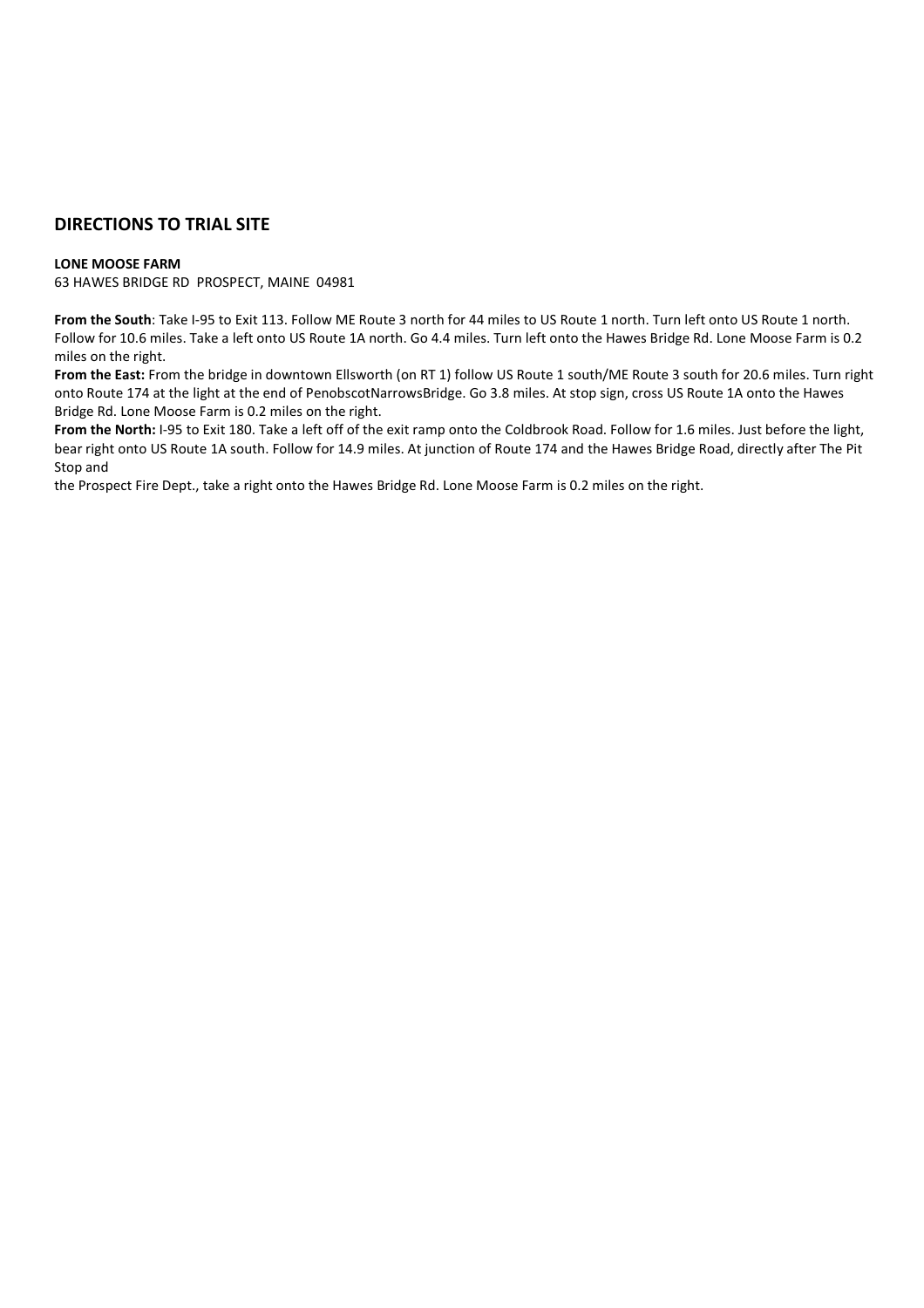## DIRECTIONS TO TRIAL SITE

**LONE MOOSE FARM**
63 HAWES BRIDGE RD PROSPECT, MAINE 04981

**From the South**: Take I-95 to Exit 113. Follow ME Route 3 north for 44 miles to US Route 1 north. Turn left onto US Route 1 north. Follow for 10.6 miles. Take a left onto US Route 1A north. Go 4.4 miles. Turn left onto the Hawes Bridge Rd. Lone Moose Farm is 0.2 miles on the right.

**From the East:** From the bridge in downtown Ellsworth (on RT 1) follow US Route 1 south/ME Route 3 south for 20.6 miles. Turn right onto Route 174 at the light at the end of PenobscotNarrowsBridge. Go 3.8 miles. At stop sign, cross US Route 1A onto the Hawes Bridge Rd. Lone Moose Farm is 0.2 miles on the right.

**From the North:** I-95 to Exit 180. Take a left off of the exit ramp onto the Coldbrook Road. Follow for 1.6 miles. Just before the light, bear right onto US Route 1A south. Follow for 14.9 miles. At junction of Route 174 and the Hawes Bridge Road, directly after The Pit Stop and
the Prospect Fire Dept., take a right onto the Hawes Bridge Rd. Lone Moose Farm is 0.2 miles on the right.